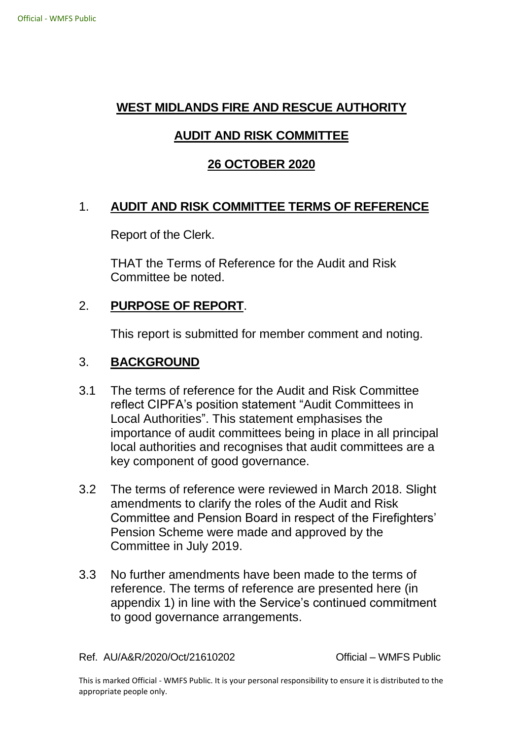# WEST MIDLANDS FIRE AND RESCUE AUTHORITY

## AUDIT AND RISK COMMITTEE

## 26 OCTOBER 2020

## 1. AUDIT AND RISK COMMITTEE TERMS OF REFERENCE

Report of the Clerk.

THAT the Terms of Reference for the Audit and Risk Committee be noted.

## 2. PURPOSE OF REPORT.

This report is submitted for member comment and noting.

## 3. BACKGROUND

3.1 The terms of reference for the Audit and Risk Committee reflect CIPFA's position statement "Audit Committees in Local Authorities". This statement emphasises the importance of audit committees being in place in all principal local authorities and recognises that audit committees are a key component of good governance.

3.2 The terms of reference were reviewed in March 2018. Slight amendments to clarify the roles of the Audit and Risk Committee and Pension Board in respect of the Firefighters' Pension Scheme were made and approved by the Committee in July 2019.

3.3 No further amendments have been made to the terms of reference. The terms of reference are presented here (in appendix 1) in line with the Service's continued commitment to good governance arrangements.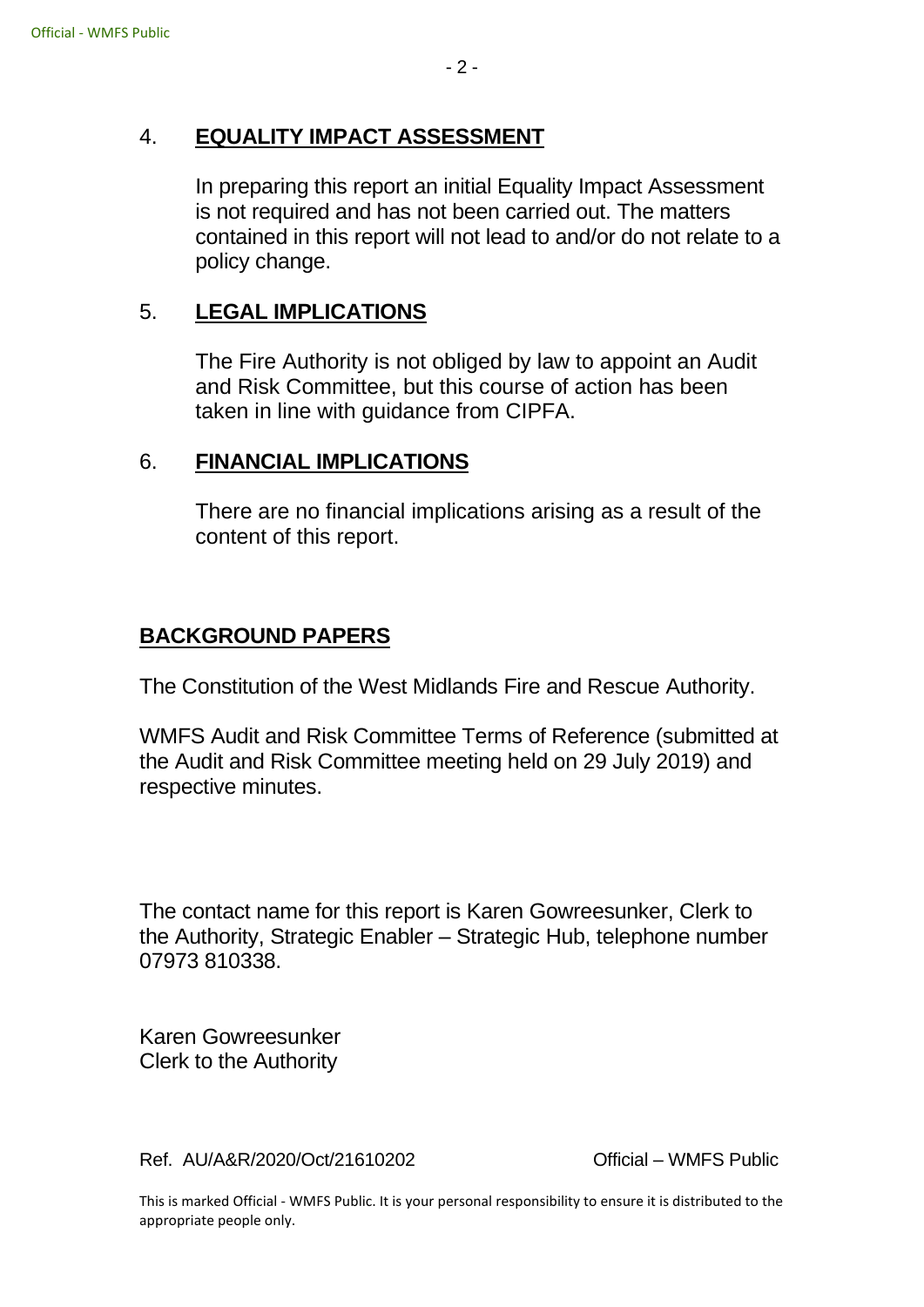## 4. EQUALITY IMPACT ASSESSMENT

In preparing this report an initial Equality Impact Assessment is not required and has not been carried out. The matters contained in this report will not lead to and/or do not relate to a policy change.

## 5. LEGAL IMPLICATIONS

The Fire Authority is not obliged by law to appoint an Audit and Risk Committee, but this course of action has been taken in line with guidance from CIPFA.

## 6. FINANCIAL IMPLICATIONS

There are no financial implications arising as a result of the content of this report.

## BACKGROUND PAPERS

The Constitution of the West Midlands Fire and Rescue Authority.

WMFS Audit and Risk Committee Terms of Reference (submitted at the Audit and Risk Committee meeting held on 29 July 2019) and respective minutes.

The contact name for this report is Karen Gowreesunker, Clerk to the Authority, Strategic Enabler – Strategic Hub, telephone number 07973 810338.

Karen Gowreesunker
Clerk to the Authority

Ref. AU/A&R/2020/Oct/21610202 Official – WMFS Public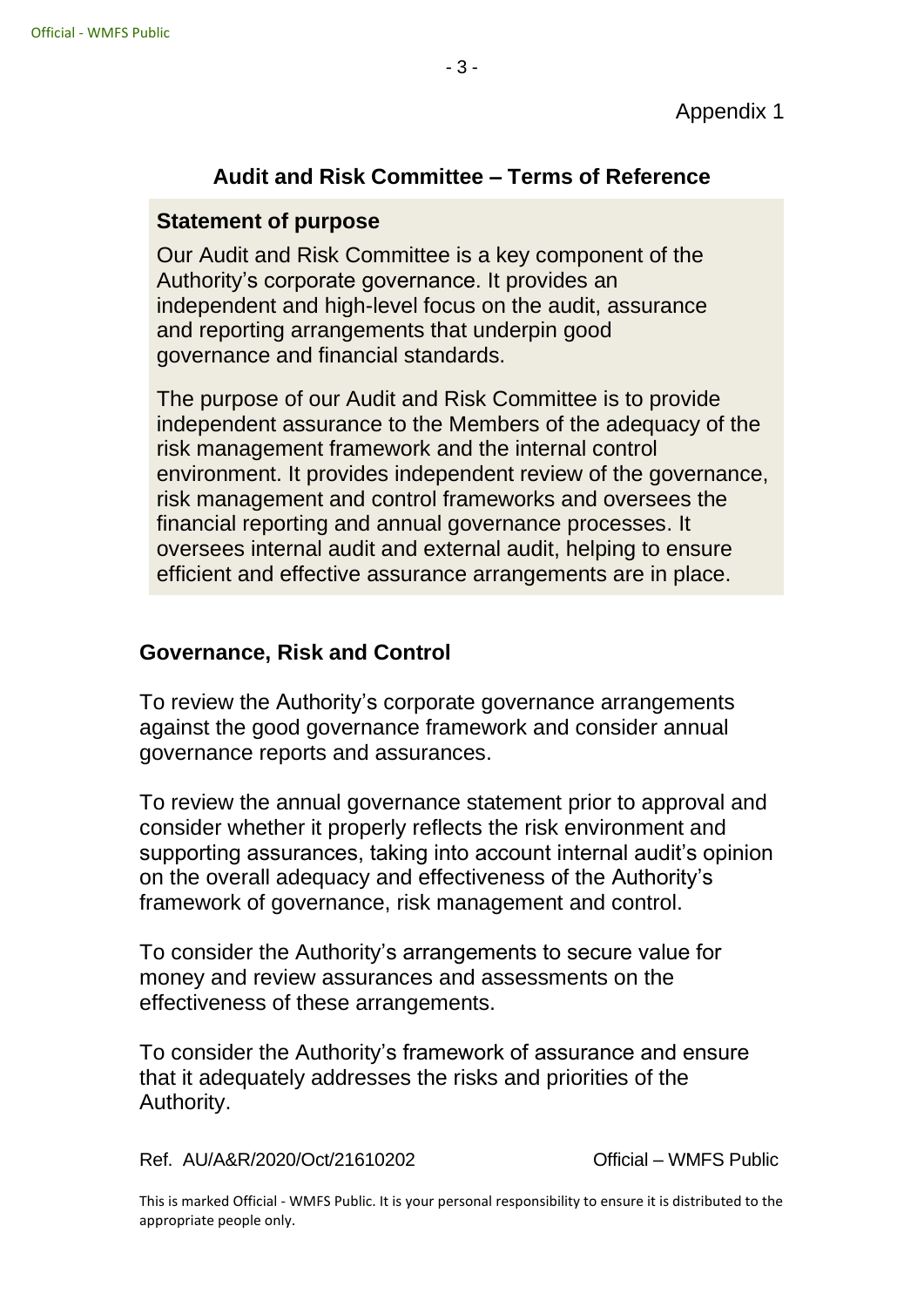Appendix 1

## Audit and Risk Committee – Terms of Reference

### Statement of purpose

Our Audit and Risk Committee is a key component of the Authority's corporate governance. It provides an independent and high-level focus on the audit, assurance and reporting arrangements that underpin good governance and financial standards.

The purpose of our Audit and Risk Committee is to provide independent assurance to the Members of the adequacy of the risk management framework and the internal control environment. It provides independent review of the governance, risk management and control frameworks and oversees the financial reporting and annual governance processes. It oversees internal audit and external audit, helping to ensure efficient and effective assurance arrangements are in place.

### Governance, Risk and Control

To review the Authority's corporate governance arrangements against the good governance framework and consider annual governance reports and assurances.

To review the annual governance statement prior to approval and consider whether it properly reflects the risk environment and supporting assurances, taking into account internal audit's opinion on the overall adequacy and effectiveness of the Authority's framework of governance, risk management and control.

To consider the Authority's arrangements to secure value for money and review assurances and assessments on the effectiveness of these arrangements.

To consider the Authority's framework of assurance and ensure that it adequately addresses the risks and priorities of the Authority.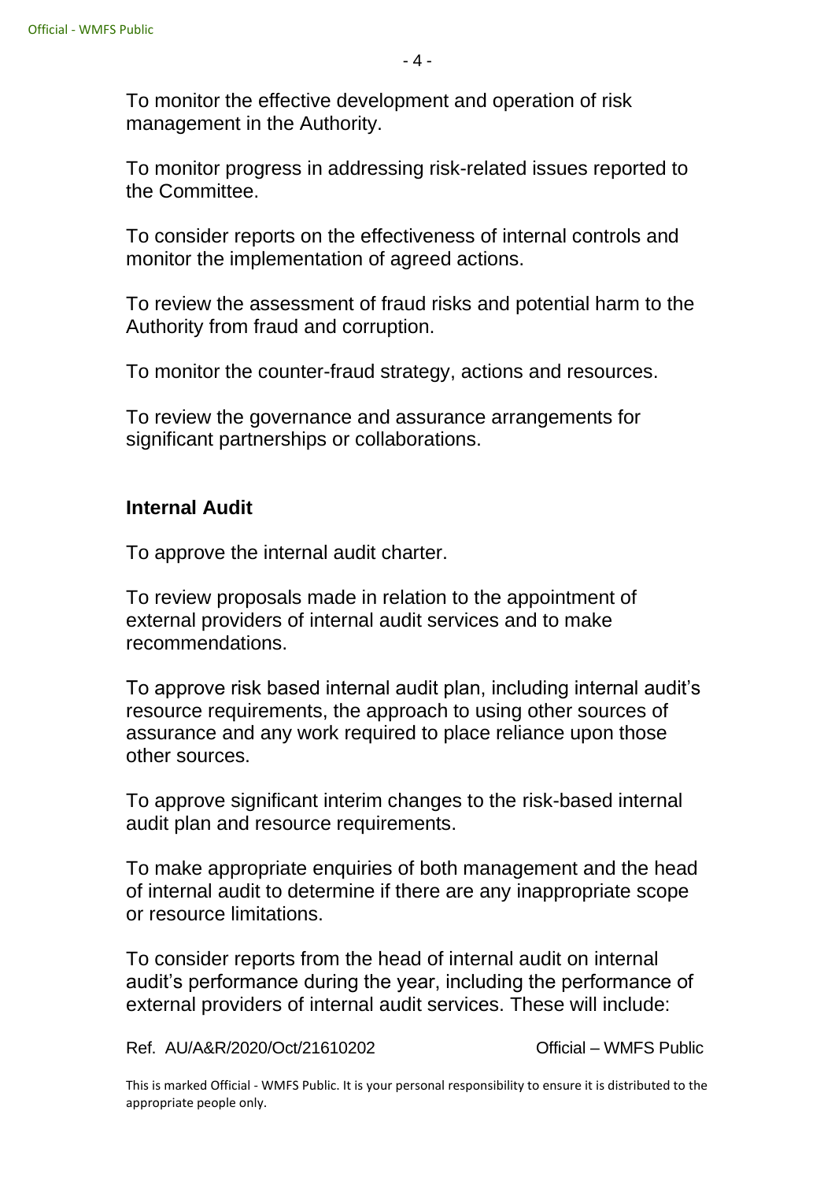To monitor the effective development and operation of risk management in the Authority.

To monitor progress in addressing risk-related issues reported to the Committee.

To consider reports on the effectiveness of internal controls and monitor the implementation of agreed actions.

To review the assessment of fraud risks and potential harm to the Authority from fraud and corruption.

To monitor the counter-fraud strategy, actions and resources.

To review the governance and assurance arrangements for significant partnerships or collaborations.

**Internal Audit**

To approve the internal audit charter.

To review proposals made in relation to the appointment of external providers of internal audit services and to make recommendations.

To approve risk based internal audit plan, including internal audit's resource requirements, the approach to using other sources of assurance and any work required to place reliance upon those other sources.

To approve significant interim changes to the risk-based internal audit plan and resource requirements.

To make appropriate enquiries of both management and the head of internal audit to determine if there are any inappropriate scope or resource limitations.

To consider reports from the head of internal audit on internal audit's performance during the year, including the performance of external providers of internal audit services. These will include: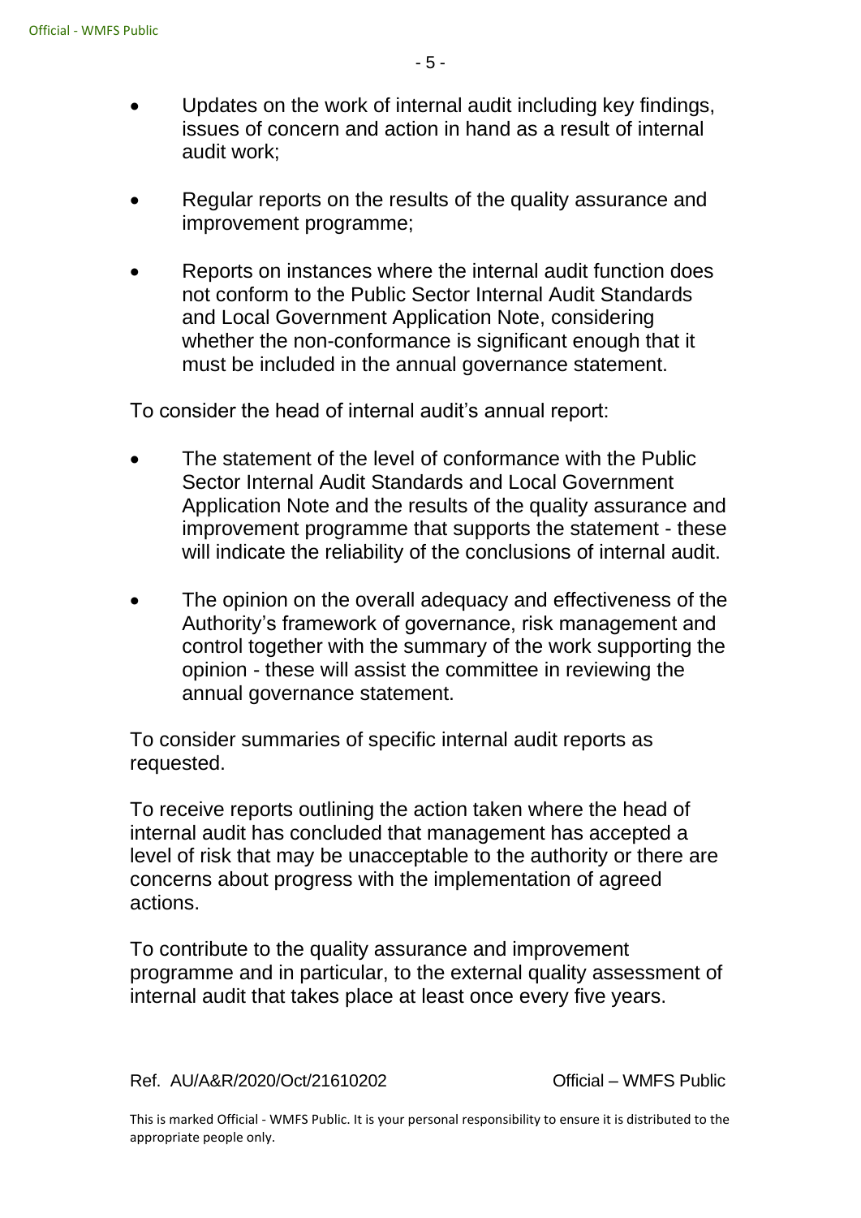- Updates on the work of internal audit including key findings, issues of concern and action in hand as a result of internal audit work;

- Regular reports on the results of the quality assurance and improvement programme;

- Reports on instances where the internal audit function does not conform to the Public Sector Internal Audit Standards and Local Government Application Note, considering whether the non-conformance is significant enough that it must be included in the annual governance statement.

To consider the head of internal audit's annual report:

- The statement of the level of conformance with the Public Sector Internal Audit Standards and Local Government Application Note and the results of the quality assurance and improvement programme that supports the statement - these will indicate the reliability of the conclusions of internal audit.

- The opinion on the overall adequacy and effectiveness of the Authority's framework of governance, risk management and control together with the summary of the work supporting the opinion - these will assist the committee in reviewing the annual governance statement.

To consider summaries of specific internal audit reports as requested.

To receive reports outlining the action taken where the head of internal audit has concluded that management has accepted a level of risk that may be unacceptable to the authority or there are concerns about progress with the implementation of agreed actions.

To contribute to the quality assurance and improvement programme and in particular, to the external quality assessment of internal audit that takes place at least once every five years.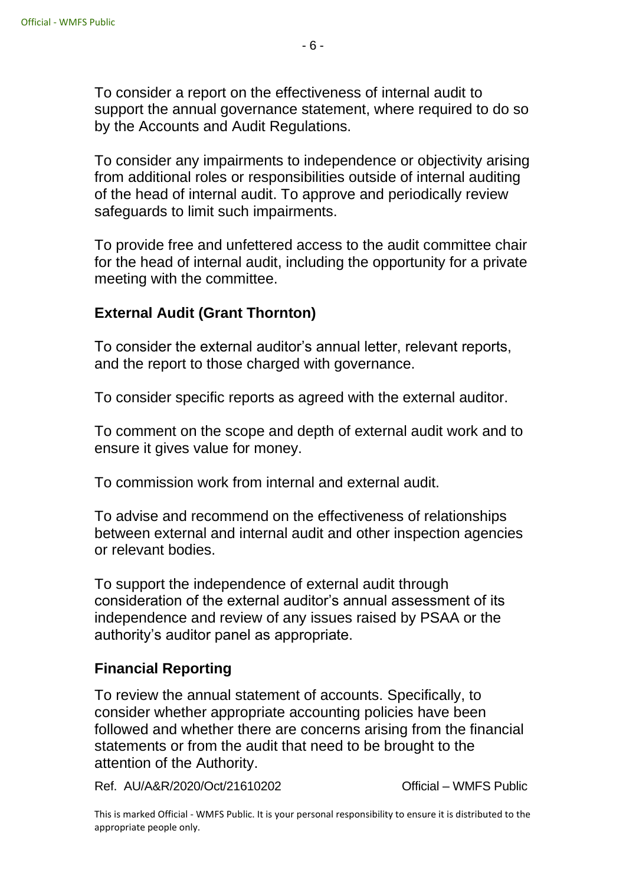To consider a report on the effectiveness of internal audit to support the annual governance statement, where required to do so by the Accounts and Audit Regulations.

To consider any impairments to independence or objectivity arising from additional roles or responsibilities outside of internal auditing of the head of internal audit. To approve and periodically review safeguards to limit such impairments.

To provide free and unfettered access to the audit committee chair for the head of internal audit, including the opportunity for a private meeting with the committee.

**External Audit (Grant Thornton)**

To consider the external auditor's annual letter, relevant reports, and the report to those charged with governance.

To consider specific reports as agreed with the external auditor.

To comment on the scope and depth of external audit work and to ensure it gives value for money.

To commission work from internal and external audit.

To advise and recommend on the effectiveness of relationships between external and internal audit and other inspection agencies or relevant bodies.

To support the independence of external audit through consideration of the external auditor's annual assessment of its independence and review of any issues raised by PSAA or the authority's auditor panel as appropriate.

**Financial Reporting**

To review the annual statement of accounts. Specifically, to consider whether appropriate accounting policies have been followed and whether there are concerns arising from the financial statements or from the audit that need to be brought to the attention of the Authority.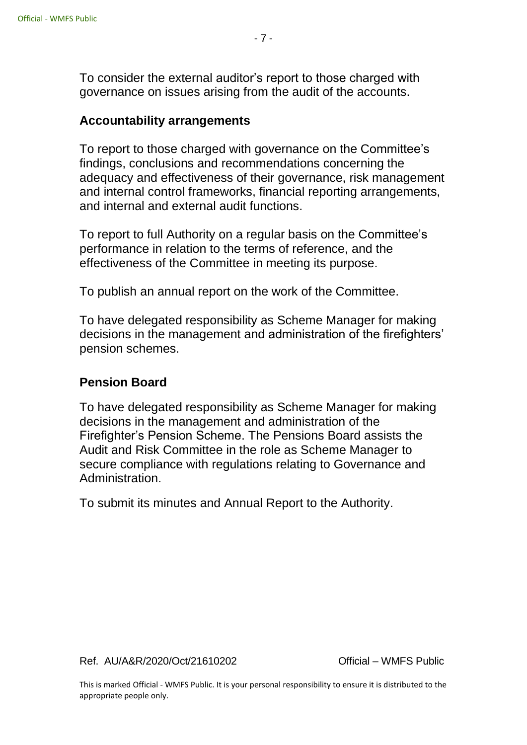To consider the external auditor's report to those charged with governance on issues arising from the audit of the accounts.

**Accountability arrangements**

To report to those charged with governance on the Committee's findings, conclusions and recommendations concerning the adequacy and effectiveness of their governance, risk management and internal control frameworks, financial reporting arrangements, and internal and external audit functions.

To report to full Authority on a regular basis on the Committee's performance in relation to the terms of reference, and the effectiveness of the Committee in meeting its purpose.

To publish an annual report on the work of the Committee.

To have delegated responsibility as Scheme Manager for making decisions in the management and administration of the firefighters' pension schemes.

**Pension Board**

To have delegated responsibility as Scheme Manager for making decisions in the management and administration of the Firefighter's Pension Scheme. The Pensions Board assists the Audit and Risk Committee in the role as Scheme Manager to secure compliance with regulations relating to Governance and Administration.

To submit its minutes and Annual Report to the Authority.